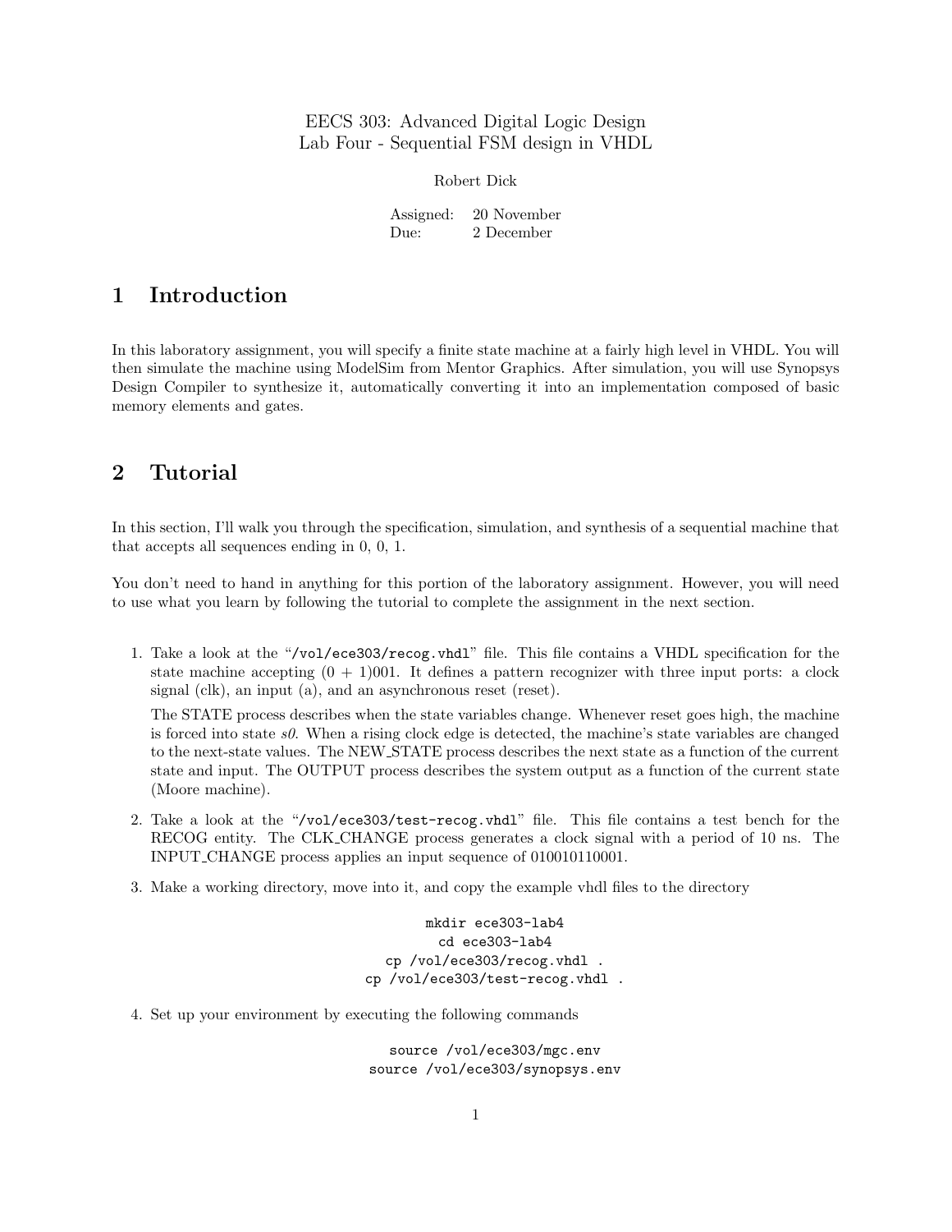# EECS 303: Advanced Digital Logic Design
# Lab Four - Sequential FSM design in VHDL

Robert Dick

| | |
|---|---|
| Assigned: | 20 November |
| Due: | 2 December |

## 1 Introduction

In this laboratory assignment, you will specify a finite state machine at a fairly high level in VHDL. You will then simulate the machine using ModelSim from Mentor Graphics. After simulation, you will use Synopsys Design Compiler to synthesize it, automatically converting it into an implementation composed of basic memory elements and gates.

## 2 Tutorial

In this section, I'll walk you through the specification, simulation, and synthesis of a sequential machine that that accepts all sequences ending in 0, 0, 1.

You don't need to hand in anything for this portion of the laboratory assignment. However, you will need to use what you learn by following the tutorial to complete the assignment in the next section.

1. Take a look at the "`/vol/ece303/recog.vhdl`" file. This file contains a VHDL specification for the state machine accepting (0 + 1)001. It defines a pattern recognizer with three input ports: a clock signal (clk), an input (a), and an asynchronous reset (reset).

   The STATE process describes when the state variables change. Whenever reset goes high, the machine is forced into state *s0*. When a rising clock edge is detected, the machine's state variables are changed to the next-state values. The NEW_STATE process describes the next state as a function of the current state and input. The OUTPUT process describes the system output as a function of the current state (Moore machine).

2. Take a look at the "`/vol/ece303/test-recog.vhdl`" file. This file contains a test bench for the RECOG entity. The CLK_CHANGE process generates a clock signal with a period of 10 ns. The INPUT_CHANGE process applies an input sequence of 010010110001.

3. Make a working directory, move into it, and copy the example vhdl files to the directory

```
mkdir ece303-lab4
cd ece303-lab4
cp /vol/ece303/recog.vhdl .
cp /vol/ece303/test-recog.vhdl .
```

4. Set up your environment by executing the following commands

```
source /vol/ece303/mgc.env
source /vol/ece303/synopsys.env
```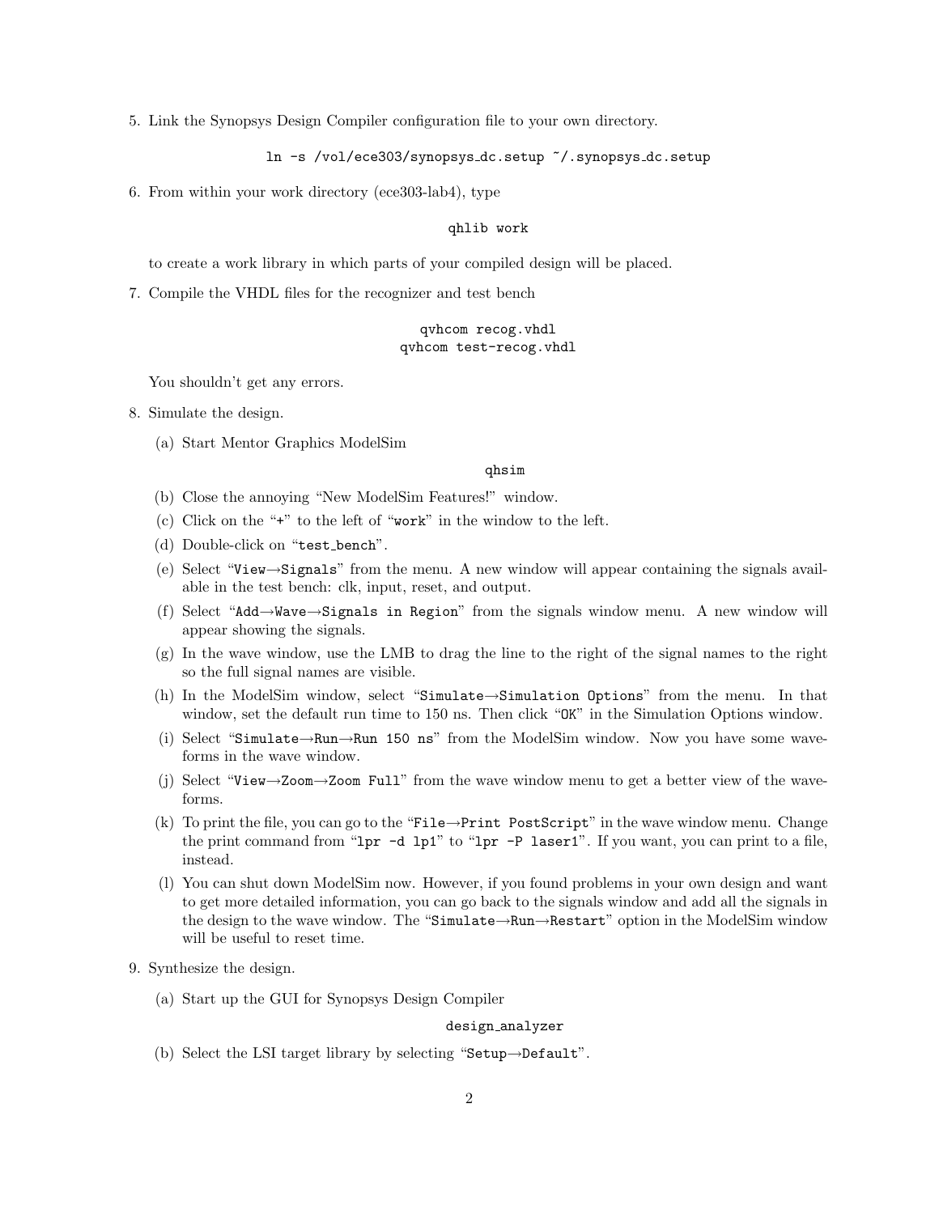5. Link the Synopsys Design Compiler configuration file to your own directory.

```
ln -s /vol/ece303/synopsys_dc.setup ~/.synopsys_dc.setup
```

6. From within your work directory (ece303-lab4), type

```
qhlib work
```

   to create a work library in which parts of your compiled design will be placed.

7. Compile the VHDL files for the recognizer and test bench

```
qvhcom recog.vhdl
qvhcom test-recog.vhdl
```

   You shouldn't get any errors.

8. Simulate the design.

   (a) Start Mentor Graphics ModelSim

   ```
   qhsim
   ```

   (b) Close the annoying "New ModelSim Features!" window.

   (c) Click on the "`+`" to the left of "`work`" in the window to the left.

   (d) Double-click on "`test_bench`".

   (e) Select "`View→Signals`" from the menu. A new window will appear containing the signals available in the test bench: clk, input, reset, and output.

   (f) Select "`Add→Wave→Signals in Region`" from the signals window menu. A new window will appear showing the signals.

   (g) In the wave window, use the LMB to drag the line to the right of the signal names to the right so the full signal names are visible.

   (h) In the ModelSim window, select "`Simulate→Simulation Options`" from the menu. In that window, set the default run time to 150 ns. Then click "`OK`" in the Simulation Options window.

   (i) Select "`Simulate→Run→Run 150 ns`" from the ModelSim window. Now you have some waveforms in the wave window.

   (j) Select "`View→Zoom→Zoom Full`" from the wave window menu to get a better view of the waveforms.

   (k) To print the file, you can go to the "`File→Print PostScript`" in the wave window menu. Change the print command from "`lpr -d lp1`" to "`lpr -P laser1`". If you want, you can print to a file, instead.

   (l) You can shut down ModelSim now. However, if you found problems in your own design and want to get more detailed information, you can go back to the signals window and add all the signals in the design to the wave window. The "`Simulate→Run→Restart`" option in the ModelSim window will be useful to reset time.

9. Synthesize the design.

   (a) Start up the GUI for Synopsys Design Compiler

   ```
   design_analyzer
   ```

   (b) Select the LSI target library by selecting "`Setup→Default`".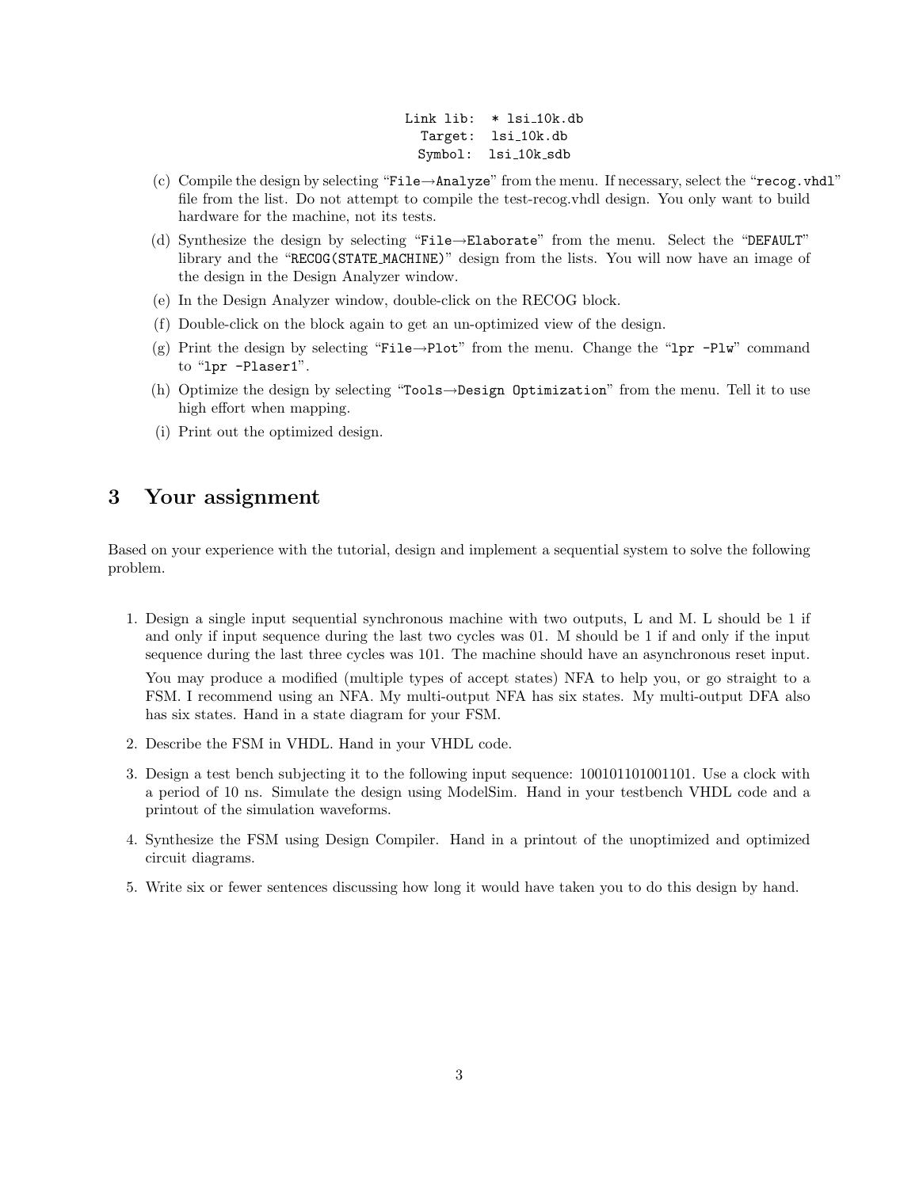```
Link lib:  * lsi_10k.db
  Target:  lsi_10k.db
  Symbol:  lsi_10k_sdb
```

(c) Compile the design by selecting "File→Analyze" from the menu. If necessary, select the "recog.vhdl" file from the list. Do not attempt to compile the test-recog.vhdl design. You only want to build hardware for the machine, not its tests.

(d) Synthesize the design by selecting "File→Elaborate" from the menu. Select the "DEFAULT" library and the "RECOG(STATE_MACHINE)" design from the lists. You will now have an image of the design in the Design Analyzer window.

(e) In the Design Analyzer window, double-click on the RECOG block.

(f) Double-click on the block again to get an un-optimized view of the design.

(g) Print the design by selecting "File→Plot" from the menu. Change the "lpr -Plw" command to "lpr -Plaser1".

(h) Optimize the design by selecting "Tools→Design Optimization" from the menu. Tell it to use high effort when mapping.

(i) Print out the optimized design.

# 3 Your assignment

Based on your experience with the tutorial, design and implement a sequential system to solve the following problem.

1. Design a single input sequential synchronous machine with two outputs, L and M. L should be 1 if and only if input sequence during the last two cycles was 01. M should be 1 if and only if the input sequence during the last three cycles was 101. The machine should have an asynchronous reset input.

   You may produce a modified (multiple types of accept states) NFA to help you, or go straight to a FSM. I recommend using an NFA. My multi-output NFA has six states. My multi-output DFA also has six states. Hand in a state diagram for your FSM.

2. Describe the FSM in VHDL. Hand in your VHDL code.

3. Design a test bench subjecting it to the following input sequence: 100101101001101. Use a clock with a period of 10 ns. Simulate the design using ModelSim. Hand in your testbench VHDL code and a printout of the simulation waveforms.

4. Synthesize the FSM using Design Compiler. Hand in a printout of the unoptimized and optimized circuit diagrams.

5. Write six or fewer sentences discussing how long it would have taken you to do this design by hand.